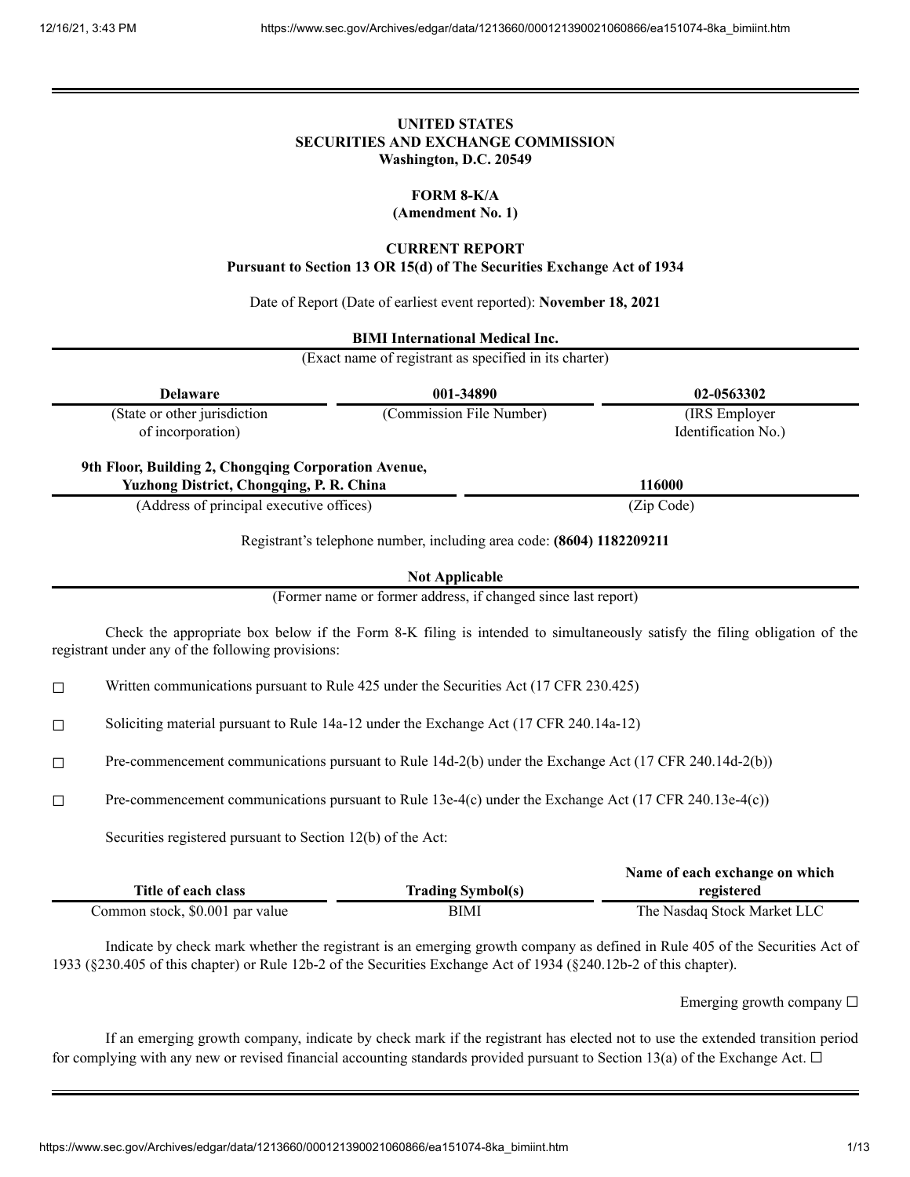**UNITED STATES**
**SECURITIES AND EXCHANGE COMMISSION**
**Washington, D.C. 20549**

**FORM 8-K/A**
**(Amendment No. 1)**

**CURRENT REPORT**
**Pursuant to Section 13 OR 15(d) of The Securities Exchange Act of 1934**

Date of Report (Date of earliest event reported): **November 18, 2021**

**BIMI International Medical Inc.**
(Exact name of registrant as specified in its charter)

| **Delaware** | **001-34890** | **02-0563302** |
|---|---|---|
| (State or other jurisdiction of incorporation) | (Commission File Number) | (IRS Employer Identification No.) |

| **9th Floor, Building 2, Chongqing Corporation Avenue, Yuzhong District, Chongqing, P. R. China** | **116000** |
|---|---|
| (Address of principal executive offices) | (Zip Code) |

Registrant's telephone number, including area code: **(8604) 1182209211**

**Not Applicable**
(Former name or former address, if changed since last report)

Check the appropriate box below if the Form 8-K filing is intended to simultaneously satisfy the filing obligation of the registrant under any of the following provisions:

☐ Written communications pursuant to Rule 425 under the Securities Act (17 CFR 230.425)

☐ Soliciting material pursuant to Rule 14a-12 under the Exchange Act (17 CFR 240.14a-12)

☐ Pre-commencement communications pursuant to Rule 14d-2(b) under the Exchange Act (17 CFR 240.14d-2(b))

☐ Pre-commencement communications pursuant to Rule 13e-4(c) under the Exchange Act (17 CFR 240.13e-4(c))

Securities registered pursuant to Section 12(b) of the Act:

| Title of each class | Trading Symbol(s) | Name of each exchange on which registered |
|---|---|---|
| Common stock, $0.001 par value | BIMI | The Nasdaq Stock Market LLC |

Indicate by check mark whether the registrant is an emerging growth company as defined in Rule 405 of the Securities Act of 1933 (§230.405 of this chapter) or Rule 12b-2 of the Securities Exchange Act of 1934 (§240.12b-2 of this chapter).

Emerging growth company ☐

If an emerging growth company, indicate by check mark if the registrant has elected not to use the extended transition period for complying with any new or revised financial accounting standards provided pursuant to Section 13(a) of the Exchange Act. ☐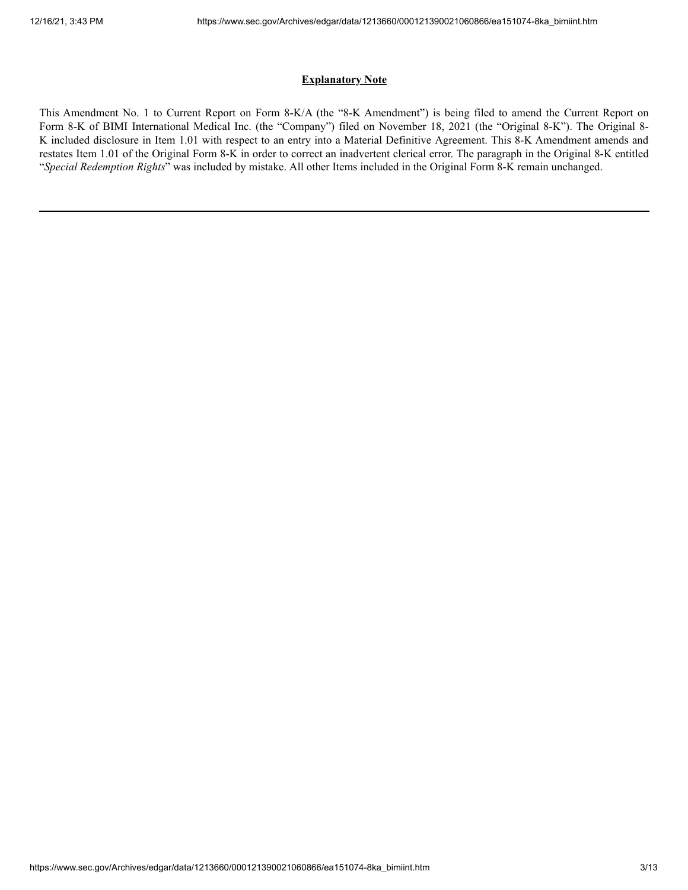## Explanatory Note

This Amendment No. 1 to Current Report on Form 8-K/A (the "8-K Amendment") is being filed to amend the Current Report on Form 8-K of BIMI International Medical Inc. (the "Company") filed on November 18, 2021 (the "Original 8-K"). The Original 8-K included disclosure in Item 1.01 with respect to an entry into a Material Definitive Agreement. This 8-K Amendment amends and restates Item 1.01 of the Original Form 8-K in order to correct an inadvertent clerical error. The paragraph in the Original 8-K entitled "*Special Redemption Rights*" was included by mistake. All other Items included in the Original Form 8-K remain unchanged.

---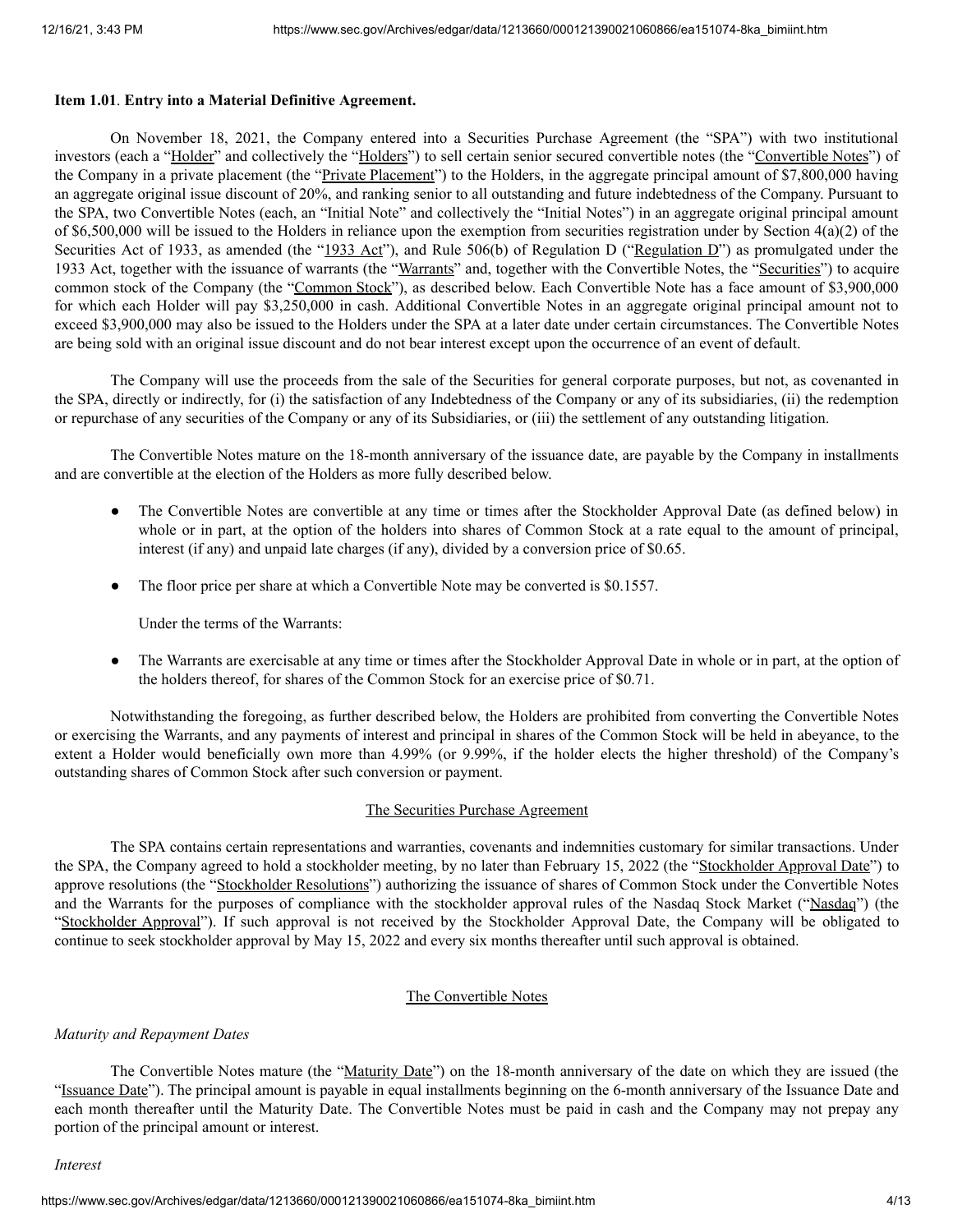**Item 1.01**. **Entry into a Material Definitive Agreement.**

On November 18, 2021, the Company entered into a Securities Purchase Agreement (the "SPA") with two institutional investors (each a "Holder" and collectively the "Holders") to sell certain senior secured convertible notes (the "Convertible Notes") of the Company in a private placement (the "Private Placement") to the Holders, in the aggregate principal amount of $7,800,000 having an aggregate original issue discount of 20%, and ranking senior to all outstanding and future indebtedness of the Company. Pursuant to the SPA, two Convertible Notes (each, an "Initial Note" and collectively the "Initial Notes") in an aggregate original principal amount of $6,500,000 will be issued to the Holders in reliance upon the exemption from securities registration under by Section 4(a)(2) of the Securities Act of 1933, as amended (the "1933 Act"), and Rule 506(b) of Regulation D ("Regulation D") as promulgated under the 1933 Act, together with the issuance of warrants (the "Warrants" and, together with the Convertible Notes, the "Securities") to acquire common stock of the Company (the "Common Stock"), as described below. Each Convertible Note has a face amount of $3,900,000 for which each Holder will pay $3,250,000 in cash. Additional Convertible Notes in an aggregate original principal amount not to exceed $3,900,000 may also be issued to the Holders under the SPA at a later date under certain circumstances. The Convertible Notes are being sold with an original issue discount and do not bear interest except upon the occurrence of an event of default.

The Company will use the proceeds from the sale of the Securities for general corporate purposes, but not, as covenanted in the SPA, directly or indirectly, for (i) the satisfaction of any Indebtedness of the Company or any of its subsidiaries, (ii) the redemption or repurchase of any securities of the Company or any of its Subsidiaries, or (iii) the settlement of any outstanding litigation.

The Convertible Notes mature on the 18-month anniversary of the issuance date, are payable by the Company in installments and are convertible at the election of the Holders as more fully described below.

- The Convertible Notes are convertible at any time or times after the Stockholder Approval Date (as defined below) in whole or in part, at the option of the holders into shares of Common Stock at a rate equal to the amount of principal, interest (if any) and unpaid late charges (if any), divided by a conversion price of $0.65.
- The floor price per share at which a Convertible Note may be converted is $0.1557.

Under the terms of the Warrants:

- The Warrants are exercisable at any time or times after the Stockholder Approval Date in whole or in part, at the option of the holders thereof, for shares of the Common Stock for an exercise price of $0.71.

Notwithstanding the foregoing, as further described below, the Holders are prohibited from converting the Convertible Notes or exercising the Warrants, and any payments of interest and principal in shares of the Common Stock will be held in abeyance, to the extent a Holder would beneficially own more than 4.99% (or 9.99%, if the holder elects the higher threshold) of the Company's outstanding shares of Common Stock after such conversion or payment.

## The Securities Purchase Agreement

The SPA contains certain representations and warranties, covenants and indemnities customary for similar transactions. Under the SPA, the Company agreed to hold a stockholder meeting, by no later than February 15, 2022 (the "Stockholder Approval Date") to approve resolutions (the "Stockholder Resolutions") authorizing the issuance of shares of Common Stock under the Convertible Notes and the Warrants for the purposes of compliance with the stockholder approval rules of the Nasdaq Stock Market ("Nasdaq") (the "Stockholder Approval"). If such approval is not received by the Stockholder Approval Date, the Company will be obligated to continue to seek stockholder approval by May 15, 2022 and every six months thereafter until such approval is obtained.

## The Convertible Notes

*Maturity and Repayment Dates*

The Convertible Notes mature (the "Maturity Date") on the 18-month anniversary of the date on which they are issued (the "Issuance Date"). The principal amount is payable in equal installments beginning on the 6-month anniversary of the Issuance Date and each month thereafter until the Maturity Date. The Convertible Notes must be paid in cash and the Company may not prepay any portion of the principal amount or interest.

*Interest*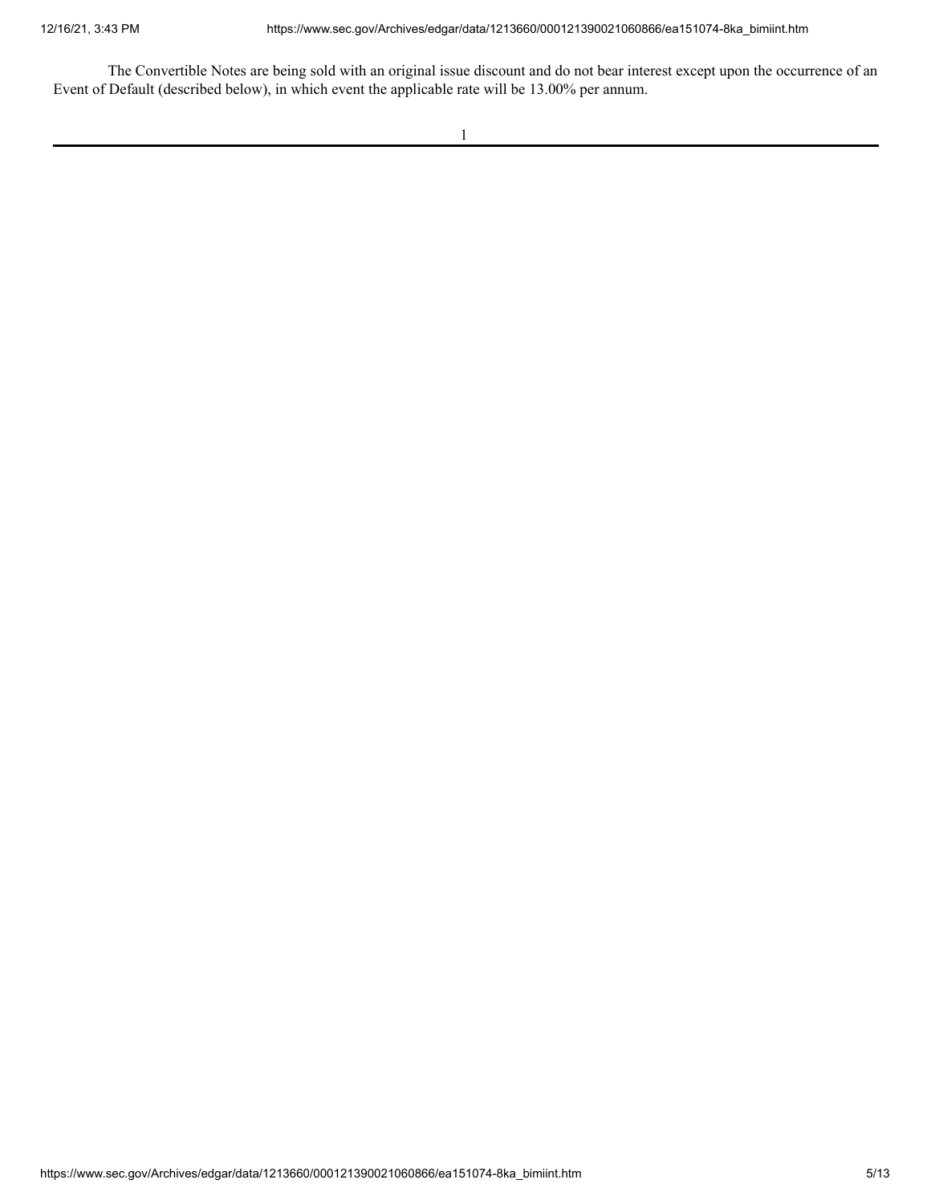The Convertible Notes are being sold with an original issue discount and do not bear interest except upon the occurrence of an Event of Default (described below), in which event the applicable rate will be 13.00% per annum.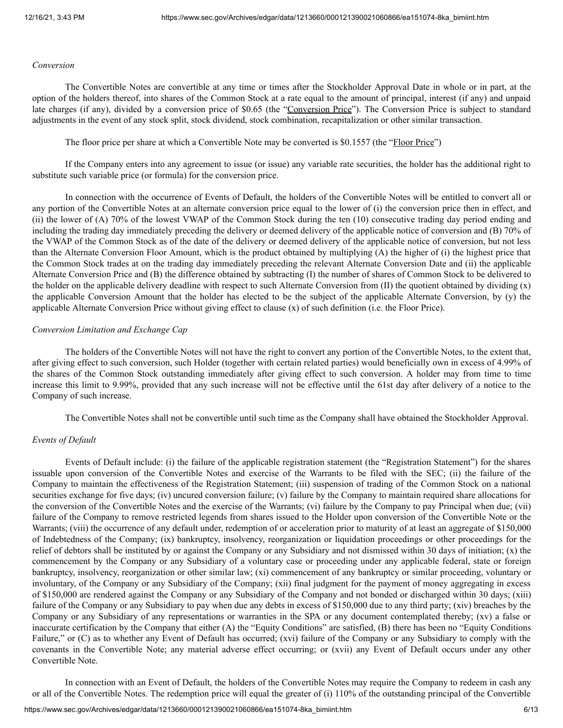*Conversion*

The Convertible Notes are convertible at any time or times after the Stockholder Approval Date in whole or in part, at the option of the holders thereof, into shares of the Common Stock at a rate equal to the amount of principal, interest (if any) and unpaid late charges (if any), divided by a conversion price of $0.65 (the "Conversion Price"). The Conversion Price is subject to standard adjustments in the event of any stock split, stock dividend, stock combination, recapitalization or other similar transaction.

The floor price per share at which a Convertible Note may be converted is $0.1557 (the "Floor Price")

If the Company enters into any agreement to issue (or issue) any variable rate securities, the holder has the additional right to substitute such variable price (or formula) for the conversion price.

In connection with the occurrence of Events of Default, the holders of the Convertible Notes will be entitled to convert all or any portion of the Convertible Notes at an alternate conversion price equal to the lower of (i) the conversion price then in effect, and (ii) the lower of (A) 70% of the lowest VWAP of the Common Stock during the ten (10) consecutive trading day period ending and including the trading day immediately preceding the delivery or deemed delivery of the applicable notice of conversion and (B) 70% of the VWAP of the Common Stock as of the date of the delivery or deemed delivery of the applicable notice of conversion, but not less than the Alternate Conversion Floor Amount, which is the product obtained by multiplying (A) the higher of (i) the highest price that the Common Stock trades at on the trading day immediately preceding the relevant Alternate Conversion Date and (ii) the applicable Alternate Conversion Price and (B) the difference obtained by subtracting (I) the number of shares of Common Stock to be delivered to the holder on the applicable delivery deadline with respect to such Alternate Conversion from (II) the quotient obtained by dividing (x) the applicable Conversion Amount that the holder has elected to be the subject of the applicable Alternate Conversion, by (y) the applicable Alternate Conversion Price without giving effect to clause (x) of such definition (i.e. the Floor Price).

*Conversion Limitation and Exchange Cap*

The holders of the Convertible Notes will not have the right to convert any portion of the Convertible Notes, to the extent that, after giving effect to such conversion, such Holder (together with certain related parties) would beneficially own in excess of 4.99% of the shares of the Common Stock outstanding immediately after giving effect to such conversion. A holder may from time to time increase this limit to 9.99%, provided that any such increase will not be effective until the 61st day after delivery of a notice to the Company of such increase.

The Convertible Notes shall not be convertible until such time as the Company shall have obtained the Stockholder Approval.

*Events of Default*

Events of Default include: (i) the failure of the applicable registration statement (the "Registration Statement") for the shares issuable upon conversion of the Convertible Notes and exercise of the Warrants to be filed with the SEC; (ii) the failure of the Company to maintain the effectiveness of the Registration Statement; (iii) suspension of trading of the Common Stock on a national securities exchange for five days; (iv) uncured conversion failure; (v) failure by the Company to maintain required share allocations for the conversion of the Convertible Notes and the exercise of the Warrants; (vi) failure by the Company to pay Principal when due; (vii) failure of the Company to remove restricted legends from shares issued to the Holder upon conversion of the Convertible Note or the Warrants; (viii) the occurrence of any default under, redemption of or acceleration prior to maturity of at least an aggregate of $150,000 of Indebtedness of the Company; (ix) bankruptcy, insolvency, reorganization or liquidation proceedings or other proceedings for the relief of debtors shall be instituted by or against the Company or any Subsidiary and not dismissed within 30 days of initiation; (x) the commencement by the Company or any Subsidiary of a voluntary case or proceeding under any applicable federal, state or foreign bankruptcy, insolvency, reorganization or other similar law; (xi) commencement of any bankruptcy or similar proceeding, voluntary or involuntary, of the Company or any Subsidiary of the Company; (xii) final judgment for the payment of money aggregating in excess of $150,000 are rendered against the Company or any Subsidiary of the Company and not bonded or discharged within 30 days; (xiii) failure of the Company or any Subsidiary to pay when due any debts in excess of $150,000 due to any third party; (xiv) breaches by the Company or any Subsidiary of any representations or warranties in the SPA or any document contemplated thereby; (xv) a false or inaccurate certification by the Company that either (A) the "Equity Conditions" are satisfied, (B) there has been no "Equity Conditions Failure," or (C) as to whether any Event of Default has occurred; (xvi) failure of the Company or any Subsidiary to comply with the covenants in the Convertible Note; any material adverse effect occurring; or (xvii) any Event of Default occurs under any other Convertible Note.

In connection with an Event of Default, the holders of the Convertible Notes may require the Company to redeem in cash any or all of the Convertible Notes. The redemption price will equal the greater of (i) 110% of the outstanding principal of the Convertible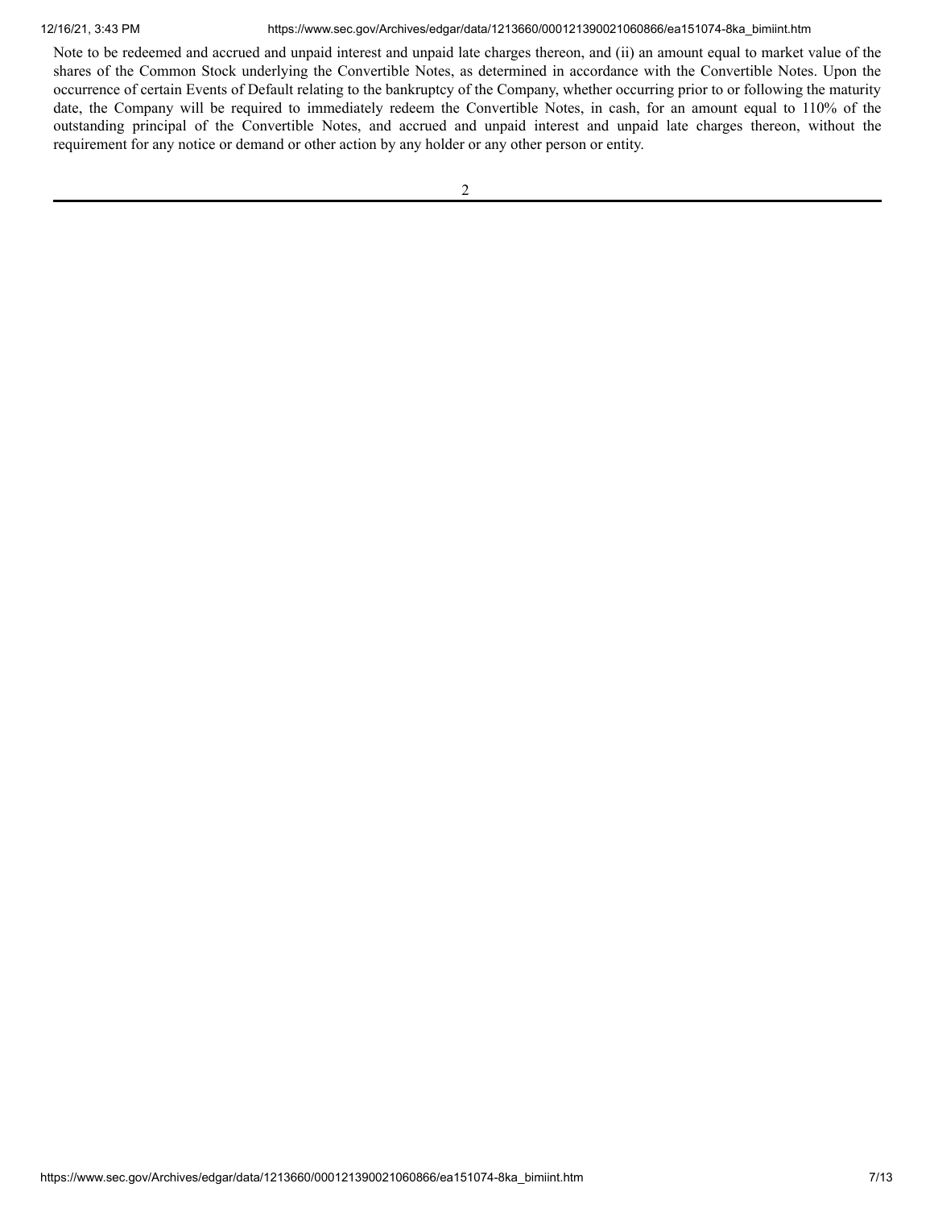Note to be redeemed and accrued and unpaid interest and unpaid late charges thereon, and (ii) an amount equal to market value of the shares of the Common Stock underlying the Convertible Notes, as determined in accordance with the Convertible Notes. Upon the occurrence of certain Events of Default relating to the bankruptcy of the Company, whether occurring prior to or following the maturity date, the Company will be required to immediately redeem the Convertible Notes, in cash, for an amount equal to 110% of the outstanding principal of the Convertible Notes, and accrued and unpaid interest and unpaid late charges thereon, without the requirement for any notice or demand or other action by any holder or any other person or entity.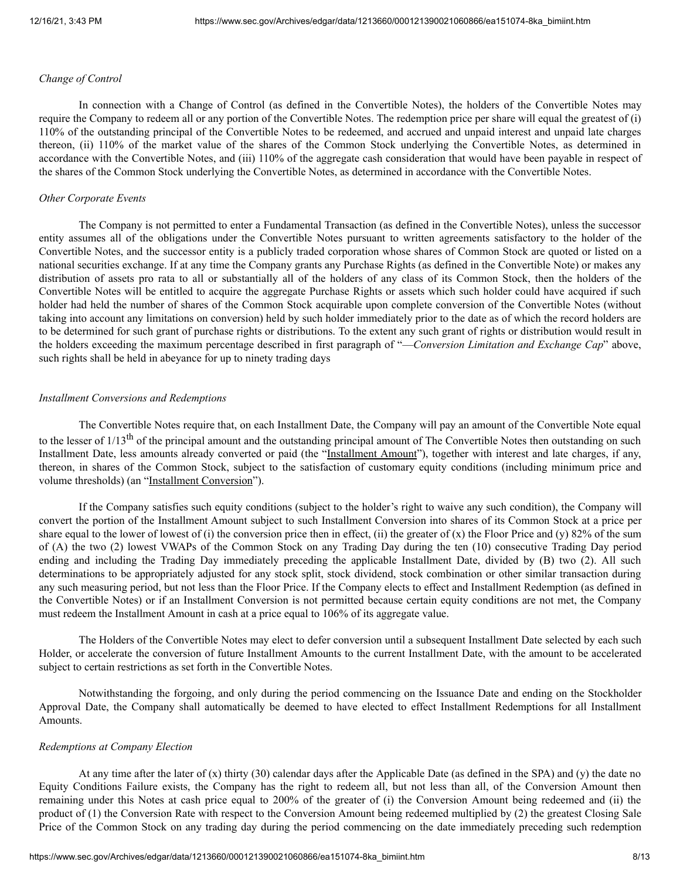*Change of Control*

In connection with a Change of Control (as defined in the Convertible Notes), the holders of the Convertible Notes may require the Company to redeem all or any portion of the Convertible Notes. The redemption price per share will equal the greatest of (i) 110% of the outstanding principal of the Convertible Notes to be redeemed, and accrued and unpaid interest and unpaid late charges thereon, (ii) 110% of the market value of the shares of the Common Stock underlying the Convertible Notes, as determined in accordance with the Convertible Notes, and (iii) 110% of the aggregate cash consideration that would have been payable in respect of the shares of the Common Stock underlying the Convertible Notes, as determined in accordance with the Convertible Notes.

*Other Corporate Events*

The Company is not permitted to enter a Fundamental Transaction (as defined in the Convertible Notes), unless the successor entity assumes all of the obligations under the Convertible Notes pursuant to written agreements satisfactory to the holder of the Convertible Notes, and the successor entity is a publicly traded corporation whose shares of Common Stock are quoted or listed on a national securities exchange. If at any time the Company grants any Purchase Rights (as defined in the Convertible Note) or makes any distribution of assets pro rata to all or substantially all of the holders of any class of its Common Stock, then the holders of the Convertible Notes will be entitled to acquire the aggregate Purchase Rights or assets which such holder could have acquired if such holder had held the number of shares of the Common Stock acquirable upon complete conversion of the Convertible Notes (without taking into account any limitations on conversion) held by such holder immediately prior to the date as of which the record holders are to be determined for such grant of purchase rights or distributions. To the extent any such grant of rights or distribution would result in the holders exceeding the maximum percentage described in first paragraph of "—*Conversion Limitation and Exchange Cap*" above, such rights shall be held in abeyance for up to ninety trading days

*Installment Conversions and Redemptions*

The Convertible Notes require that, on each Installment Date, the Company will pay an amount of the Convertible Note equal to the lesser of $1/13^{th}$ of the principal amount and the outstanding principal amount of The Convertible Notes then outstanding on such Installment Date, less amounts already converted or paid (the "Installment Amount"), together with interest and late charges, if any, thereon, in shares of the Common Stock, subject to the satisfaction of customary equity conditions (including minimum price and volume thresholds) (an "Installment Conversion").

If the Company satisfies such equity conditions (subject to the holder's right to waive any such condition), the Company will convert the portion of the Installment Amount subject to such Installment Conversion into shares of its Common Stock at a price per share equal to the lower of lowest of (i) the conversion price then in effect, (ii) the greater of (x) the Floor Price and (y) 82% of the sum of (A) the two (2) lowest VWAPs of the Common Stock on any Trading Day during the ten (10) consecutive Trading Day period ending and including the Trading Day immediately preceding the applicable Installment Date, divided by (B) two (2). All such determinations to be appropriately adjusted for any stock split, stock dividend, stock combination or other similar transaction during any such measuring period, but not less than the Floor Price. If the Company elects to effect and Installment Redemption (as defined in the Convertible Notes) or if an Installment Conversion is not permitted because certain equity conditions are not met, the Company must redeem the Installment Amount in cash at a price equal to 106% of its aggregate value.

The Holders of the Convertible Notes may elect to defer conversion until a subsequent Installment Date selected by each such Holder, or accelerate the conversion of future Installment Amounts to the current Installment Date, with the amount to be accelerated subject to certain restrictions as set forth in the Convertible Notes.

Notwithstanding the forgoing, and only during the period commencing on the Issuance Date and ending on the Stockholder Approval Date, the Company shall automatically be deemed to have elected to effect Installment Redemptions for all Installment Amounts.

*Redemptions at Company Election*

At any time after the later of (x) thirty (30) calendar days after the Applicable Date (as defined in the SPA) and (y) the date no Equity Conditions Failure exists, the Company has the right to redeem all, but not less than all, of the Conversion Amount then remaining under this Notes at cash price equal to 200% of the greater of (i) the Conversion Amount being redeemed and (ii) the product of (1) the Conversion Rate with respect to the Conversion Amount being redeemed multiplied by (2) the greatest Closing Sale Price of the Common Stock on any trading day during the period commencing on the date immediately preceding such redemption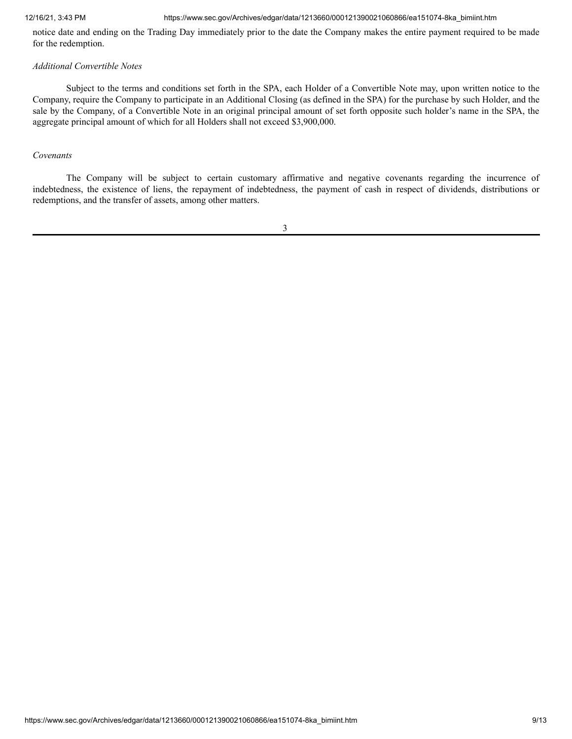notice date and ending on the Trading Day immediately prior to the date the Company makes the entire payment required to be made for the redemption.

*Additional Convertible Notes*

Subject to the terms and conditions set forth in the SPA, each Holder of a Convertible Note may, upon written notice to the Company, require the Company to participate in an Additional Closing (as defined in the SPA) for the purchase by such Holder, and the sale by the Company, of a Convertible Note in an original principal amount of set forth opposite such holder's name in the SPA, the aggregate principal amount of which for all Holders shall not exceed $3,900,000.

*Covenants*

The Company will be subject to certain customary affirmative and negative covenants regarding the incurrence of indebtedness, the existence of liens, the repayment of indebtedness, the payment of cash in respect of dividends, distributions or redemptions, and the transfer of assets, among other matters.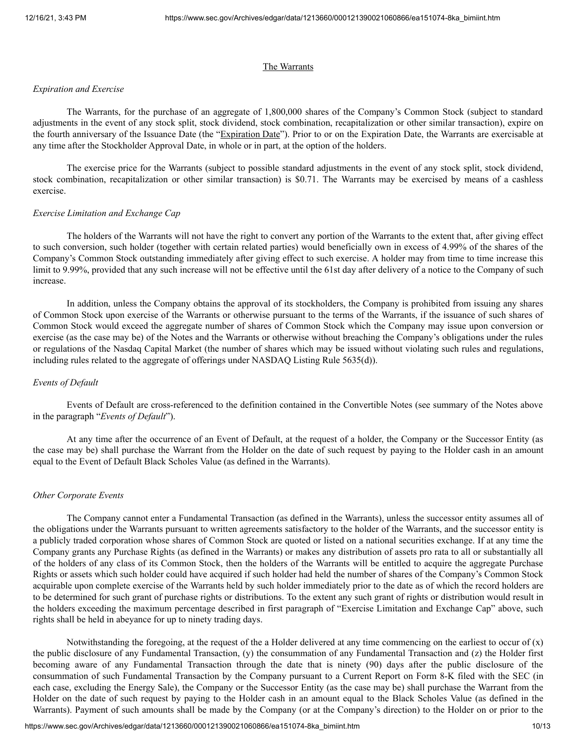## The Warrants

*Expiration and Exercise*

The Warrants, for the purchase of an aggregate of 1,800,000 shares of the Company's Common Stock (subject to standard adjustments in the event of any stock split, stock dividend, stock combination, recapitalization or other similar transaction), expire on the fourth anniversary of the Issuance Date (the "Expiration Date"). Prior to or on the Expiration Date, the Warrants are exercisable at any time after the Stockholder Approval Date, in whole or in part, at the option of the holders.

The exercise price for the Warrants (subject to possible standard adjustments in the event of any stock split, stock dividend, stock combination, recapitalization or other similar transaction) is $0.71. The Warrants may be exercised by means of a cashless exercise.

*Exercise Limitation and Exchange Cap*

The holders of the Warrants will not have the right to convert any portion of the Warrants to the extent that, after giving effect to such conversion, such holder (together with certain related parties) would beneficially own in excess of 4.99% of the shares of the Company's Common Stock outstanding immediately after giving effect to such exercise. A holder may from time to time increase this limit to 9.99%, provided that any such increase will not be effective until the 61st day after delivery of a notice to the Company of such increase.

In addition, unless the Company obtains the approval of its stockholders, the Company is prohibited from issuing any shares of Common Stock upon exercise of the Warrants or otherwise pursuant to the terms of the Warrants, if the issuance of such shares of Common Stock would exceed the aggregate number of shares of Common Stock which the Company may issue upon conversion or exercise (as the case may be) of the Notes and the Warrants or otherwise without breaching the Company's obligations under the rules or regulations of the Nasdaq Capital Market (the number of shares which may be issued without violating such rules and regulations, including rules related to the aggregate of offerings under NASDAQ Listing Rule 5635(d)).

*Events of Default*

Events of Default are cross-referenced to the definition contained in the Convertible Notes (see summary of the Notes above in the paragraph "*Events of Default*").

At any time after the occurrence of an Event of Default, at the request of a holder, the Company or the Successor Entity (as the case may be) shall purchase the Warrant from the Holder on the date of such request by paying to the Holder cash in an amount equal to the Event of Default Black Scholes Value (as defined in the Warrants).

*Other Corporate Events*

The Company cannot enter a Fundamental Transaction (as defined in the Warrants), unless the successor entity assumes all of the obligations under the Warrants pursuant to written agreements satisfactory to the holder of the Warrants, and the successor entity is a publicly traded corporation whose shares of Common Stock are quoted or listed on a national securities exchange. If at any time the Company grants any Purchase Rights (as defined in the Warrants) or makes any distribution of assets pro rata to all or substantially all of the holders of any class of its Common Stock, then the holders of the Warrants will be entitled to acquire the aggregate Purchase Rights or assets which such holder could have acquired if such holder had held the number of shares of the Company's Common Stock acquirable upon complete exercise of the Warrants held by such holder immediately prior to the date as of which the record holders are to be determined for such grant of purchase rights or distributions. To the extent any such grant of rights or distribution would result in the holders exceeding the maximum percentage described in first paragraph of "Exercise Limitation and Exchange Cap" above, such rights shall be held in abeyance for up to ninety trading days.

Notwithstanding the foregoing, at the request of the a Holder delivered at any time commencing on the earliest to occur of (x) the public disclosure of any Fundamental Transaction, (y) the consummation of any Fundamental Transaction and (z) the Holder first becoming aware of any Fundamental Transaction through the date that is ninety (90) days after the public disclosure of the consummation of such Fundamental Transaction by the Company pursuant to a Current Report on Form 8-K filed with the SEC (in each case, excluding the Energy Sale), the Company or the Successor Entity (as the case may be) shall purchase the Warrant from the Holder on the date of such request by paying to the Holder cash in an amount equal to the Black Scholes Value (as defined in the Warrants). Payment of such amounts shall be made by the Company (or at the Company's direction) to the Holder on or prior to the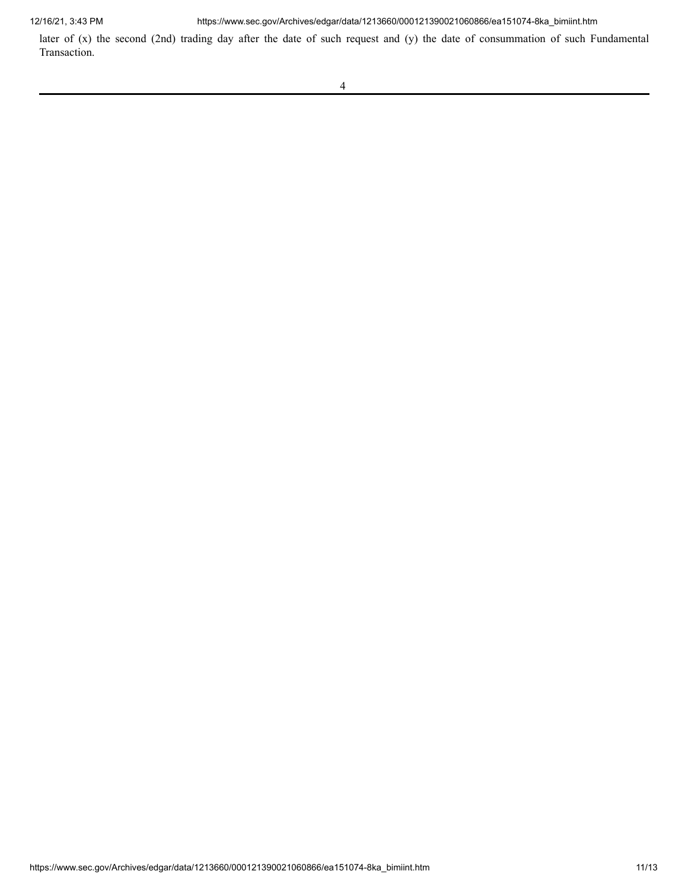later of (x) the second (2nd) trading day after the date of such request and (y) the date of consummation of such Fundamental Transaction.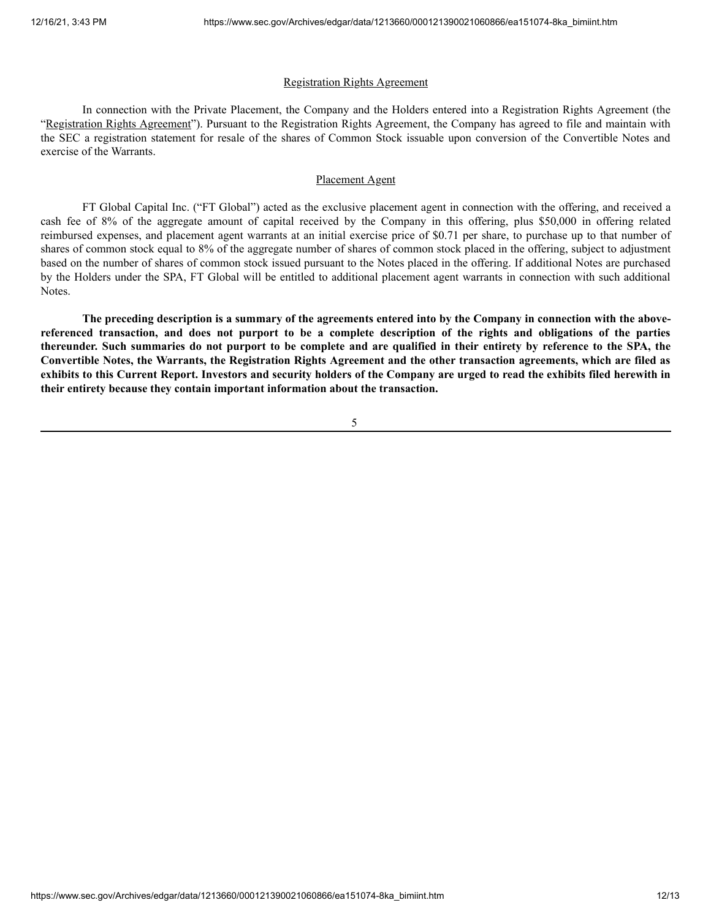Registration Rights Agreement

In connection with the Private Placement, the Company and the Holders entered into a Registration Rights Agreement (the "Registration Rights Agreement"). Pursuant to the Registration Rights Agreement, the Company has agreed to file and maintain with the SEC a registration statement for resale of the shares of Common Stock issuable upon conversion of the Convertible Notes and exercise of the Warrants.

Placement Agent

FT Global Capital Inc. ("FT Global") acted as the exclusive placement agent in connection with the offering, and received a cash fee of 8% of the aggregate amount of capital received by the Company in this offering, plus $50,000 in offering related reimbursed expenses, and placement agent warrants at an initial exercise price of $0.71 per share, to purchase up to that number of shares of common stock equal to 8% of the aggregate number of shares of common stock placed in the offering, subject to adjustment based on the number of shares of common stock issued pursuant to the Notes placed in the offering. If additional Notes are purchased by the Holders under the SPA, FT Global will be entitled to additional placement agent warrants in connection with such additional Notes.

**The preceding description is a summary of the agreements entered into by the Company in connection with the above-referenced transaction, and does not purport to be a complete description of the rights and obligations of the parties thereunder. Such summaries do not purport to be complete and are qualified in their entirety by reference to the SPA, the Convertible Notes, the Warrants, the Registration Rights Agreement and the other transaction agreements, which are filed as exhibits to this Current Report. Investors and security holders of the Company are urged to read the exhibits filed herewith in their entirety because they contain important information about the transaction.**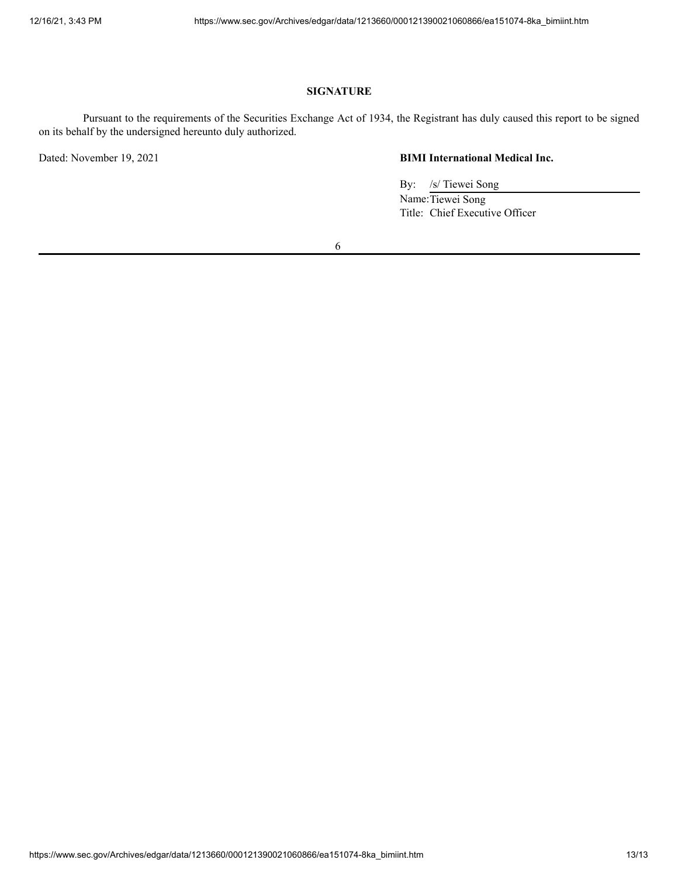## SIGNATURE

Pursuant to the requirements of the Securities Exchange Act of 1934, the Registrant has duly caused this report to be signed on its behalf by the undersigned hereunto duly authorized.

Dated: November 19, 2021

**BIMI International Medical Inc.**

By: /s/ Tiewei Song
Name: Tiewei Song
Title: Chief Executive Officer